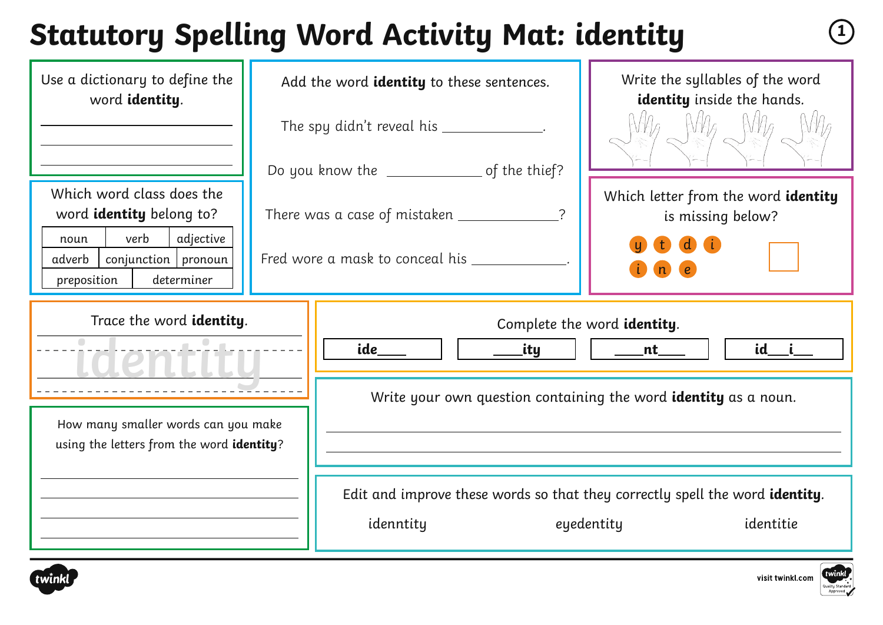# Statutory Spelling Word Activity Mat: identity

Use a dictionary to define the word **identity**.

___

___

___

Which word class does the word **identity** belong to?

| noun | verb | adjective |
|---|---|---|
| adverb | conjunction | pronoun |
| preposition | determiner | |

Add the word **identity** to these sentences.

The spy didn't reveal his ___________.

Do you know the ___________ of the thief?

There was a case of mistaken ___________?

Fred wore a mask to conceal his ___________.

Write the syllables of the word **identity** inside the hands.

Which letter from the word **identity** is missing below?

y t d i

i n e

Trace the word **identity**.

identity

Complete the word **identity**.

| ide____ | ____ity | ____nt____ | id___i___ |
|---|---|---|---|

How many smaller words can you make using the letters from the word **identity**?

___

___

___

___

Write your own question containing the word **identity** as a noun.

___

___

Edit and improve these words so that they correctly spell the word **identity**.

idenntity eyedentity identitie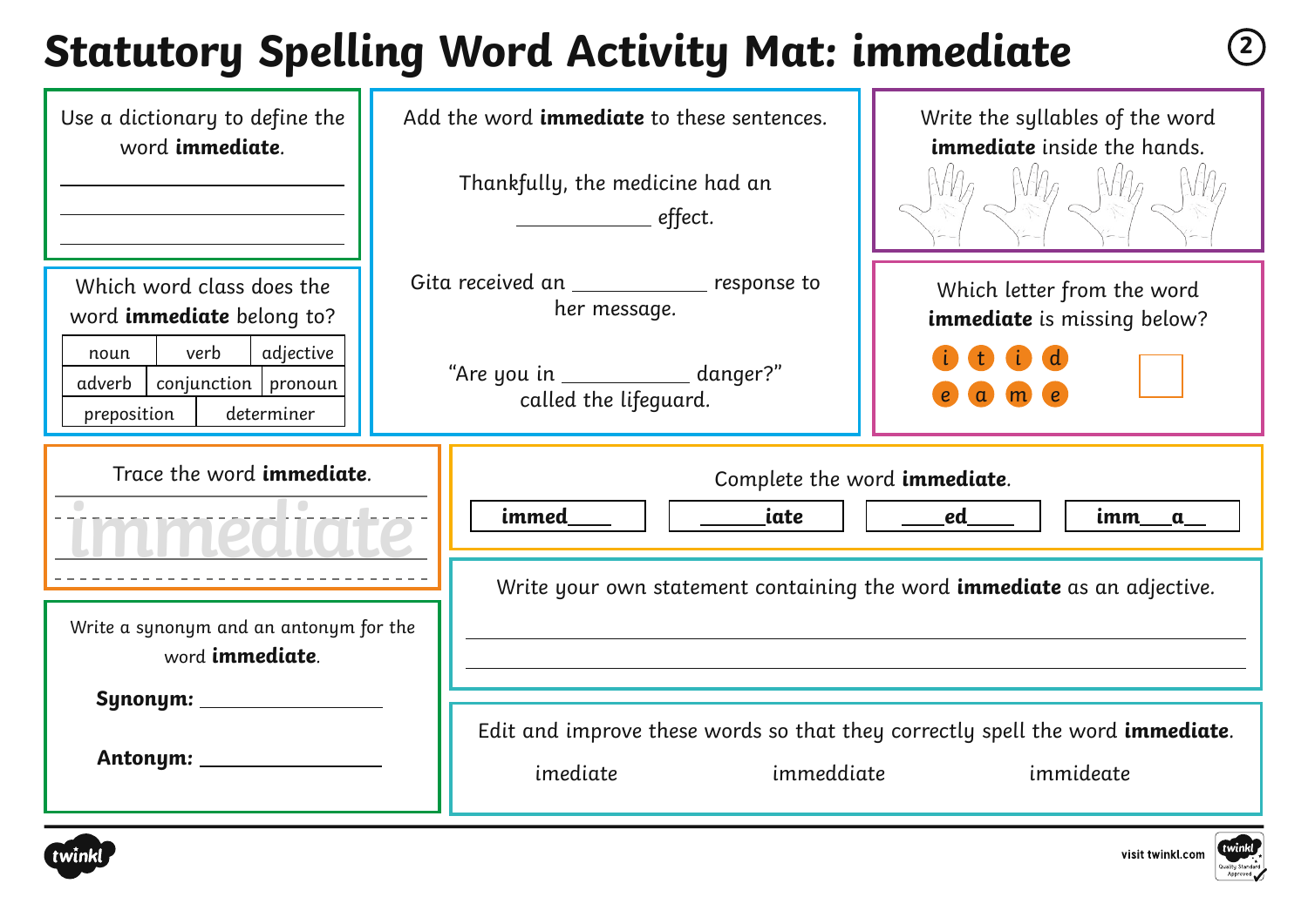# Statutory Spelling Word Activity Mat: immediate

Use a dictionary to define the word **immediate**.

\_\_\_\_\_\_\_\_\_\_\_\_\_\_\_\_\_\_\_\_\_\_\_\_\_\_\_\_

\_\_\_\_\_\_\_\_\_\_\_\_\_\_\_\_\_\_\_\_\_\_\_\_\_\_\_\_

\_\_\_\_\_\_\_\_\_\_\_\_\_\_\_\_\_\_\_\_\_\_\_\_\_\_\_\_

Add the word **immediate** to these sentences.

Thankfully, the medicine had an \_\_\_\_\_\_\_\_\_\_\_\_ effect.

Gita received an \_\_\_\_\_\_\_\_\_\_\_\_ response to her message.

"Are you in \_\_\_\_\_\_\_\_\_\_\_\_ danger?" called the lifeguard.

Write the syllables of the word **immediate** inside the hands.

Which word class does the word **immediate** belong to?

| noun | verb | adjective |
|---|---|---|
| adverb | conjunction | pronoun |
| preposition | determiner | |

Which letter from the word **immediate** is missing below?

i t i d
e a m e

Trace the word **immediate**.

immediate

Complete the word **immediate**.

| immed\_\_\_\_ | \_\_\_\_\_\_iate | \_\_\_\_ed\_\_\_\_ | imm\_\_\_a\_\_ |
|---|---|---|---|

Write a synonym and an antonym for the word **immediate**.

**Synonym:** \_\_\_\_\_\_\_\_\_\_\_\_\_\_\_\_

**Antonym:** \_\_\_\_\_\_\_\_\_\_\_\_\_\_\_\_

Write your own statement containing the word **immediate** as an adjective.

\_\_\_\_\_\_\_\_\_\_\_\_\_\_\_\_\_\_\_\_\_\_\_\_\_\_\_\_\_\_\_\_\_\_\_\_\_\_\_\_\_\_\_\_\_\_\_\_\_\_\_\_\_\_\_\_

\_\_\_\_\_\_\_\_\_\_\_\_\_\_\_\_\_\_\_\_\_\_\_\_\_\_\_\_\_\_\_\_\_\_\_\_\_\_\_\_\_\_\_\_\_\_\_\_\_\_\_\_\_\_\_\_

Edit and improve these words so that they correctly spell the word **immediate**.

imediate immeddiate immideate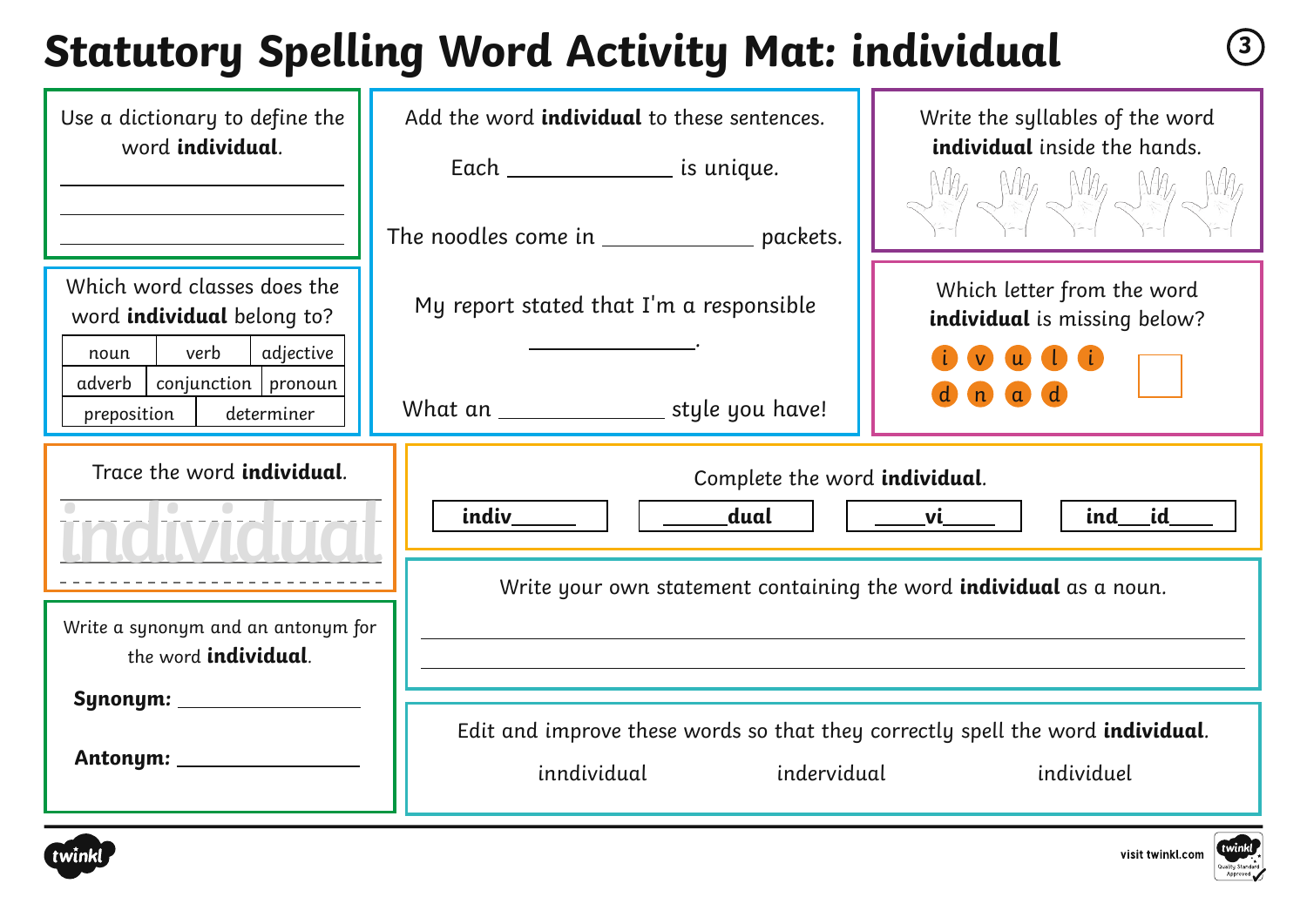# Statutory Spelling Word Activity Mat: individual

Use a dictionary to define the word **individual**.

______________________________

______________________________

______________________________

Which word classes does the word **individual** belong to?

| noun | verb | adjective |
|---|---|---|
| adverb | conjunction | pronoun |
| preposition | determiner | |

Add the word **individual** to these sentences.

Each ______________ is unique.

The noodles come in ______________ packets.

My report stated that I'm a responsible ______________.

What an ______________ style you have!

Write the syllables of the word **individual** inside the hands.

Which letter from the word **individual** is missing below?

i v u l i d n a d ☐

Trace the word **individual**.

individual

Complete the word **individual**.

**indiv______** | **______dual** | **____vi____** | **ind___id____**

Write a synonym and an antonym for the word **individual**.

**Synonym:** ______________

**Antonym:** ______________

Write your own statement containing the word **individual** as a noun.

______________________________________________________________

______________________________________________________________

Edit and improve these words so that they correctly spell the word **individual**.

inndividual    indervidual    individuel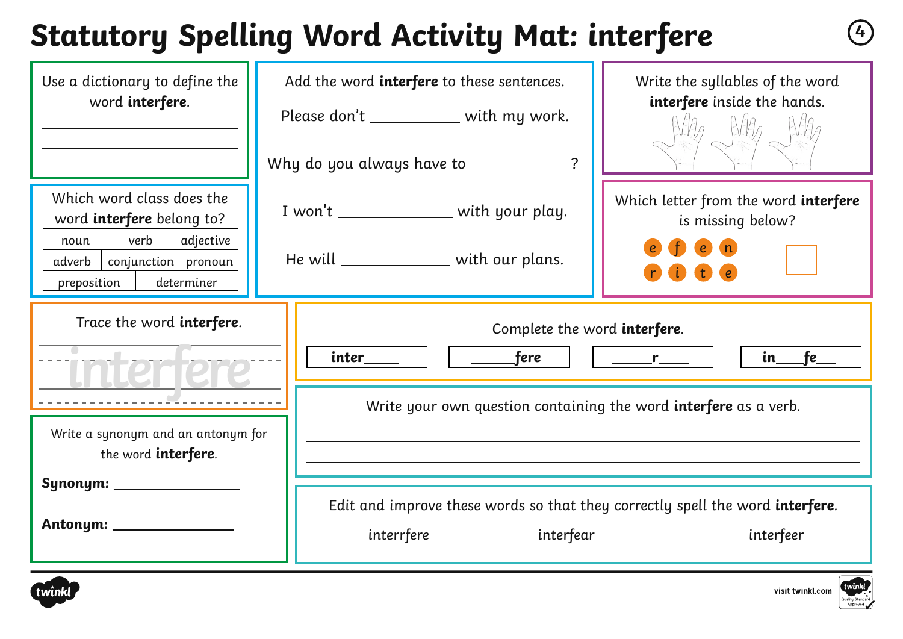# Statutory Spelling Word Activity Mat: interfere

Use a dictionary to define the word **interfere**.

___________________________

___________________________

___________________________

Which word class does the word **interfere** belong to?

| noun | verb | adjective |
|---|---|---|
| adverb | conjunction | pronoun |
| preposition | determiner | |

Add the word **interfere** to these sentences.

Please don't ___________ with my work.

Why do you always have to ___________?

I won't ___________ with your play.

He will ___________ with our plans.

Write the syllables of the word **interfere** inside the hands.

Which letter from the word **interfere** is missing below?

e f e n
r i t e

Trace the word **interfere**.

interfere

Complete the word **interfere**.

| inter_____ | _____fere | _____r_____ | in____fe___ |
|---|---|---|---|

Write your own question containing the word **interfere** as a verb.

___________________________

___________________________

Write a synonym and an antonym for the word **interfere**.

**Synonym:** ___________

**Antonym:** ___________

Edit and improve these words so that they correctly spell the word **interfere**.

interrfere interfear interfeer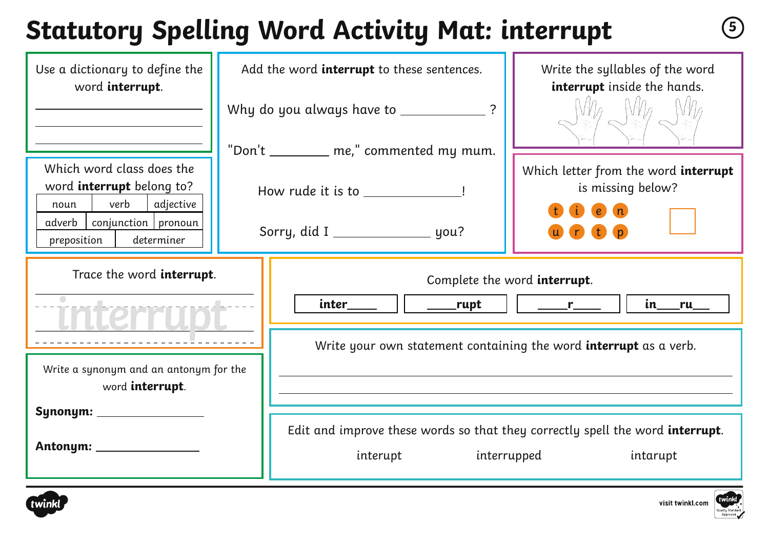# Statutory Spelling Word Activity Mat: interrupt

Use a dictionary to define the word **interrupt**.

___________________________

___________________________

___________________________

Which word class does the word **interrupt** belong to?

| | | |
|---|---|---|
| noun | verb | adjective |
| adverb | conjunction | pronoun |
| preposition | determiner | |

Add the word **interrupt** to these sentences.

Why do you always have to ___________ ?

"Don't ________ me," commented my mum.

How rude it is to ____________!

Sorry, did I ____________ you?

Write the syllables of the word **interrupt** inside the hands.

Which letter from the word **interrupt** is missing below?

t i e n

u r t p

Trace the word **interrupt**.

interrupt

Complete the word **interrupt**.

| | | | |
|---|---|---|---|
| **inter____** | **____rupt** | **____r____** | **in___ru___** |

Write a synonym and an antonym for the word **interrupt**.

**Synonym:** ________________

**Antonym:** ________________

Write your own statement containing the word **interrupt** as a verb.

___________________________________________________________

___________________________________________________________

Edit and improve these words so that they correctly spell the word **interrupt**.

interupt interrupped intarupt